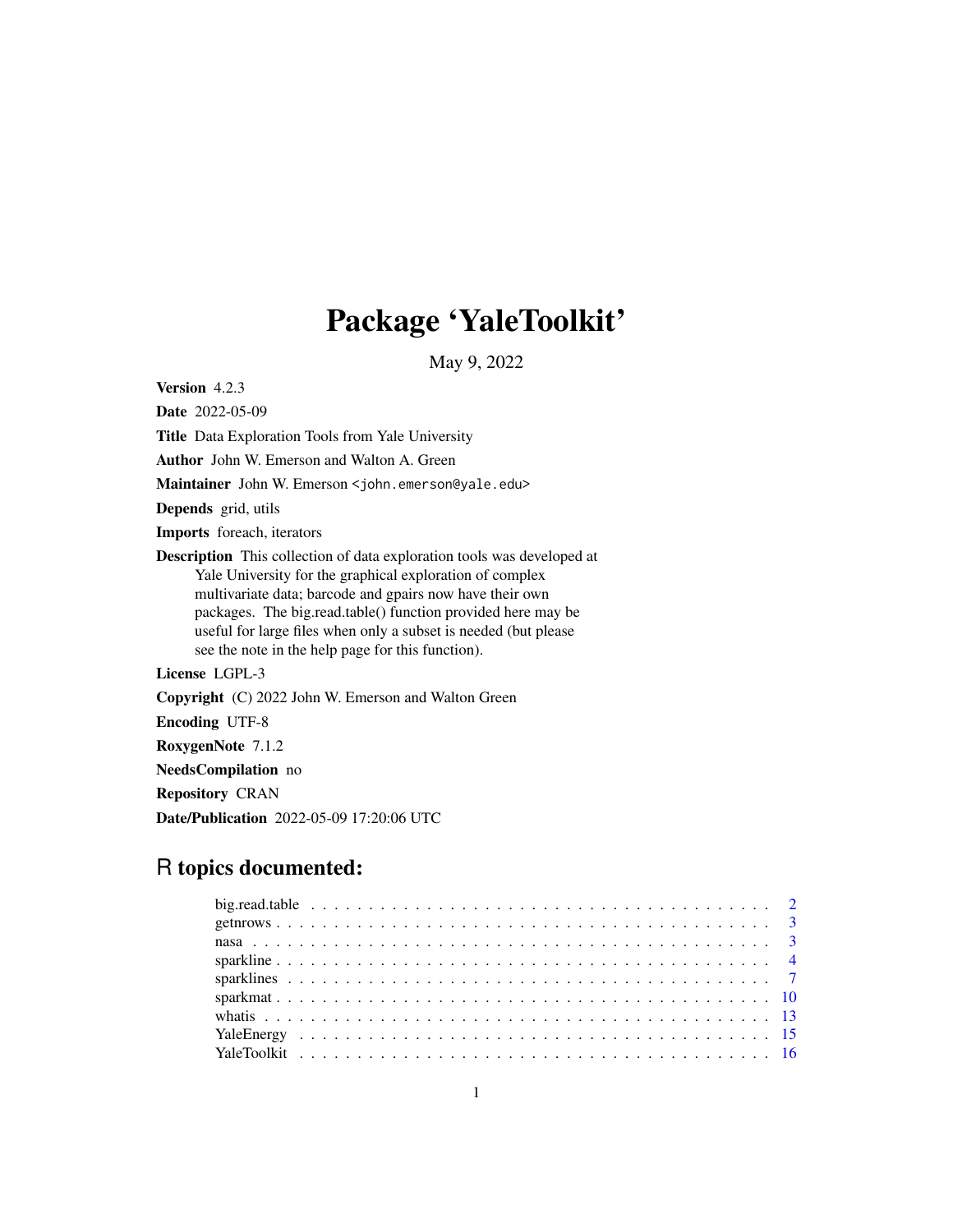# Package 'YaleToolkit'

May 9, 2022

**Version** 4.2.3

**Date** 2022-05-09

**Title** Data Exploration Tools from Yale University

**Author** John W. Emerson and Walton A. Green

**Maintainer** John W. Emerson <john.emerson@yale.edu>

**Depends** grid, utils

**Imports** foreach, iterators

**Description** This collection of data exploration tools was developed at Yale University for the graphical exploration of complex multivariate data; barcode and gpairs now have their own packages. The big.read.table() function provided here may be useful for large files when only a subset is needed (but please see the note in the help page for this function).

**License** LGPL-3

**Copyright** (C) 2022 John W. Emerson and Walton Green

**Encoding** UTF-8

**RoxygenNote** 7.1.2

**NeedsCompilation** no

**Repository** CRAN

**Date/Publication** 2022-05-09 17:20:06 UTC

## R topics documented:

- big.read.table . . . . . 2
- getnrows . . . . . 3
- nasa . . . . . 3
- sparkline . . . . . 4
- sparklines . . . . . 7
- sparkmat . . . . . 10
- whatis . . . . . 13
- YaleEnergy . . . . . 15
- YaleToolkit . . . . . 16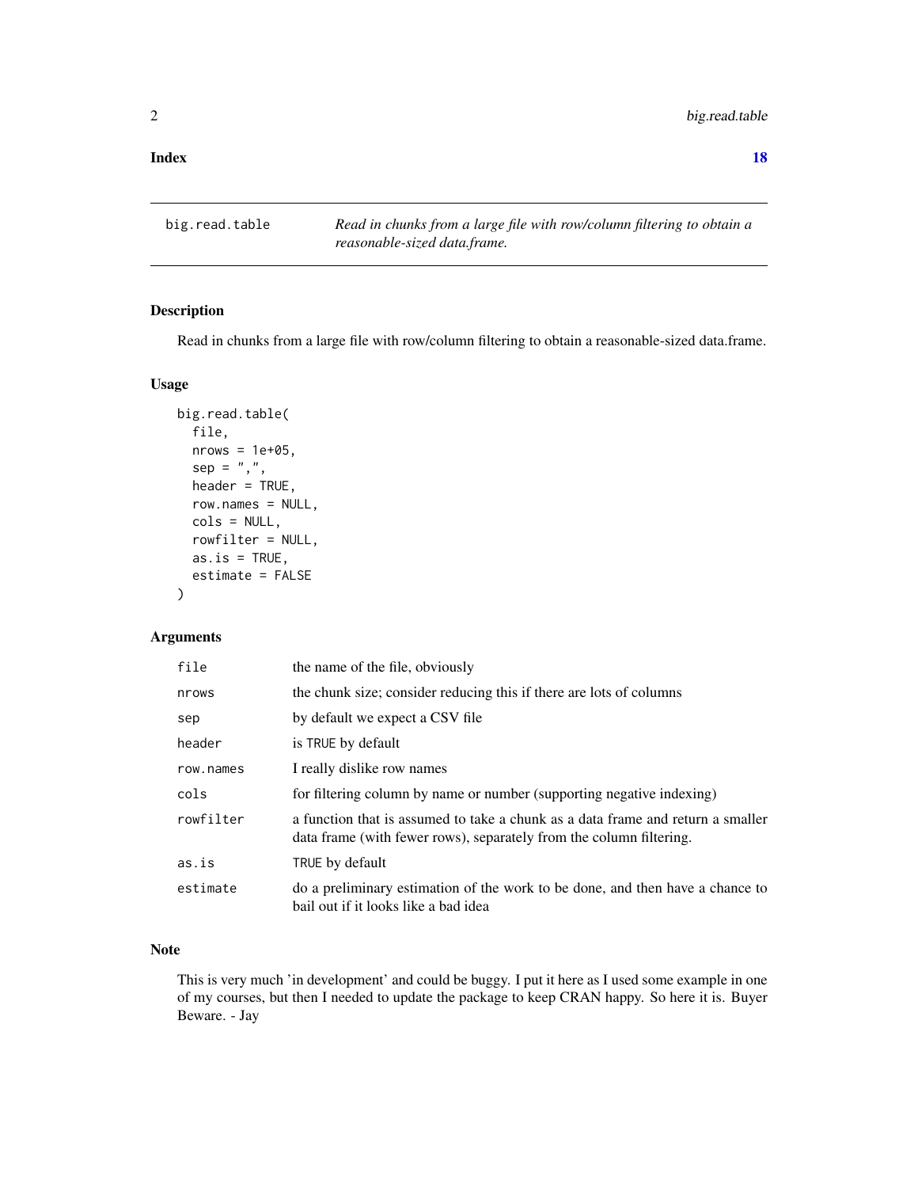Index 18

## big.read.table

*Read in chunks from a large file with row/column filtering to obtain a reasonable-sized data.frame.*

### Description

Read in chunks from a large file with row/column filtering to obtain a reasonable-sized data.frame.

### Usage

```
big.read.table(
  file,
  nrows = 1e+05,
  sep = ",",
  header = TRUE,
  row.names = NULL,
  cols = NULL,
  rowfilter = NULL,
  as.is = TRUE,
  estimate = FALSE
)
```

### Arguments

| | |
|---|---|
| `file` | the name of the file, obviously |
| `nrows` | the chunk size; consider reducing this if there are lots of columns |
| `sep` | by default we expect a CSV file |
| `header` | is `TRUE` by default |
| `row.names` | I really dislike row names |
| `cols` | for filtering column by name or number (supporting negative indexing) |
| `rowfilter` | a function that is assumed to take a chunk as a data frame and return a smaller data frame (with fewer rows), separately from the column filtering. |
| `as.is` | `TRUE` by default |
| `estimate` | do a preliminary estimation of the work to be done, and then have a chance to bail out if it looks like a bad idea |

### Note

This is very much 'in development' and could be buggy. I put it here as I used some example in one of my courses, but then I needed to update the package to keep CRAN happy. So here it is. Buyer Beware. - Jay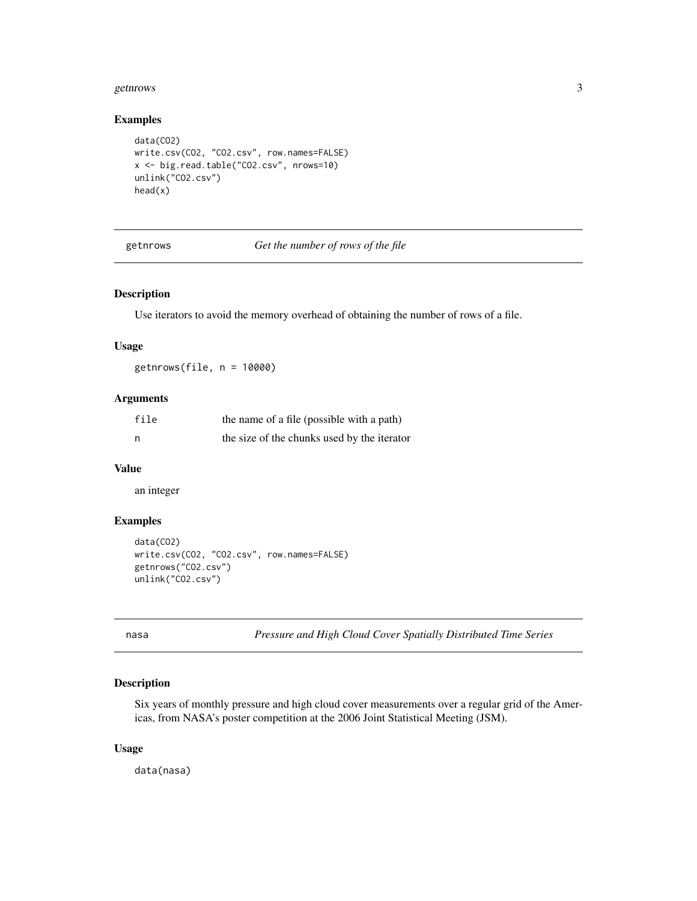### Examples

```
data(CO2)
write.csv(CO2, "CO2.csv", row.names=FALSE)
x <- big.read.table("CO2.csv", nrows=10)
unlink("CO2.csv")
head(x)
```

## getnrows — *Get the number of rows of the file*

### Description

Use iterators to avoid the memory overhead of obtaining the number of rows of a file.

### Usage

```
getnrows(file, n = 10000)
```

### Arguments

| | |
|---|---|
| `file` | the name of a file (possible with a path) |
| `n` | the size of the chunks used by the iterator |

### Value

an integer

### Examples

```
data(CO2)
write.csv(CO2, "CO2.csv", row.names=FALSE)
getnrows("CO2.csv")
unlink("CO2.csv")
```

## nasa — *Pressure and High Cloud Cover Spatially Distributed Time Series*

### Description

Six years of monthly pressure and high cloud cover measurements over a regular grid of the Americas, from NASA's poster competition at the 2006 Joint Statistical Meeting (JSM).

### Usage

```
data(nasa)
```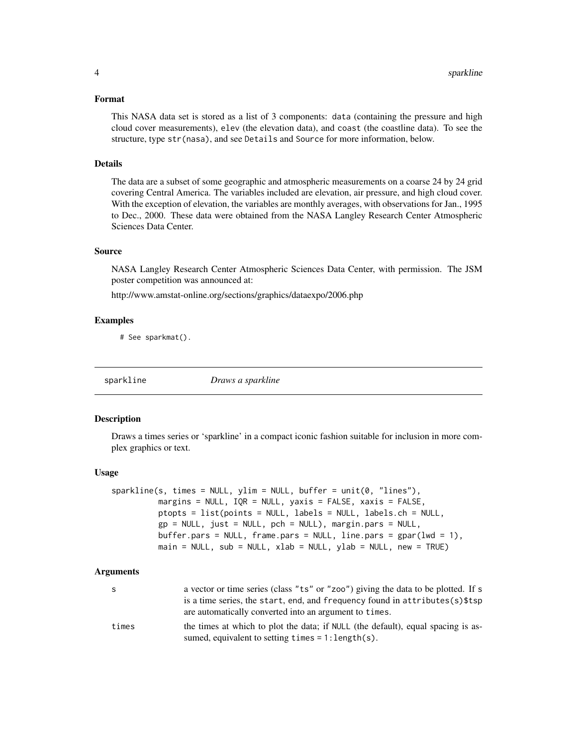### Format

This NASA data set is stored as a list of 3 components: `data` (containing the pressure and high cloud cover measurements), `elev` (the elevation data), and `coast` (the coastline data). To see the structure, type `str(nasa)`, and see `Details` and `Source` for more information, below.

### Details

The data are a subset of some geographic and atmospheric measurements on a coarse 24 by 24 grid covering Central America. The variables included are elevation, air pressure, and high cloud cover. With the exception of elevation, the variables are monthly averages, with observations for Jan., 1995 to Dec., 2000. These data were obtained from the NASA Langley Research Center Atmospheric Sciences Data Center.

### Source

NASA Langley Research Center Atmospheric Sciences Data Center, with permission. The JSM poster competition was announced at:

http://www.amstat-online.org/sections/graphics/dataexpo/2006.php

### Examples

```
# See sparkmat().
```

---

## sparkline *Draws a sparkline*

### Description

Draws a times series or 'sparkline' in a compact iconic fashion suitable for inclusion in more complex graphics or text.

### Usage

```
sparkline(s, times = NULL, ylim = NULL, buffer = unit(0, "lines"),
          margins = NULL, IQR = NULL, yaxis = FALSE, xaxis = FALSE,
          ptopts = list(points = NULL, labels = NULL, labels.ch = NULL,
          gp = NULL, just = NULL, pch = NULL), margin.pars = NULL,
          buffer.pars = NULL, frame.pars = NULL, line.pars = gpar(lwd = 1),
          main = NULL, sub = NULL, xlab = NULL, ylab = NULL, new = TRUE)
```

### Arguments

| | |
|---|---|
| `s` | a vector or time series (class "ts" or "zoo") giving the data to be plotted. If `s` is a time series, the `start`, `end`, and `frequency` found in `attributes(s)$tsp` are automatically converted into an argument to `times`. |
| `times` | the times at which to plot the data; if `NULL` (the default), equal spacing is assumed, equivalent to setting `times = 1:length(s)`. |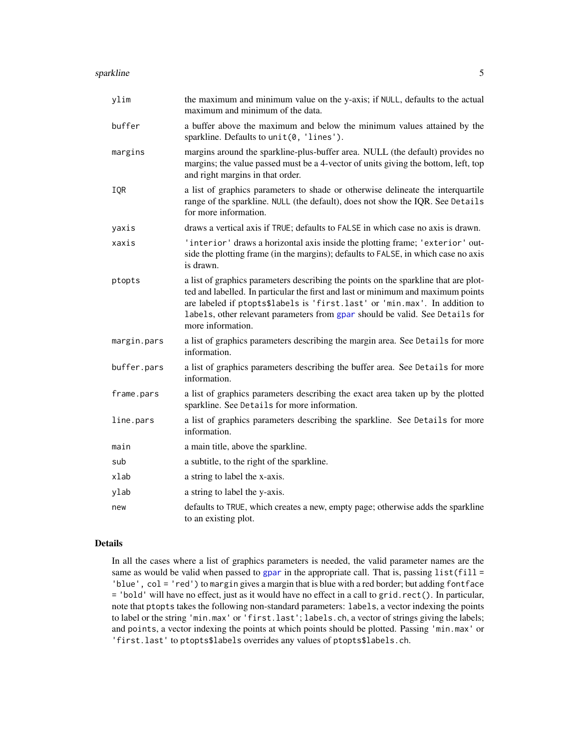| | |
|---|---|
| `ylim` | the maximum and minimum value on the y-axis; if `NULL`, defaults to the actual maximum and minimum of the data. |
| `buffer` | a buffer above the maximum and below the minimum values attained by the sparkline. Defaults to `unit(0, 'lines')`. |
| `margins` | margins around the sparkline-plus-buffer area. NULL (the default) provides no margins; the value passed must be a 4-vector of units giving the bottom, left, top and right margins in that order. |
| `IQR` | a list of graphics parameters to shade or otherwise delineate the interquartile range of the sparkline. `NULL` (the default), does not show the IQR. See `Details` for more information. |
| `yaxis` | draws a vertical axis if `TRUE`; defaults to `FALSE` in which case no axis is drawn. |
| `xaxis` | `'interior'` draws a horizontal axis inside the plotting frame; `'exterior'` outside the plotting frame (in the margins); defaults to `FALSE`, in which case no axis is drawn. |
| `ptopts` | a list of graphics parameters describing the points on the sparkline that are plotted and labelled. In particular the first and last or minimum and maximum points are labeled if `ptopts$labels` is `'first.last'` or `'min.max'`. In addition to `labels`, other relevant parameters from `gpar` should be valid. See `Details` for more information. |
| `margin.pars` | a list of graphics parameters describing the margin area. See `Details` for more information. |
| `buffer.pars` | a list of graphics parameters describing the buffer area. See `Details` for more information. |
| `frame.pars` | a list of graphics parameters describing the exact area taken up by the plotted sparkline. See `Details` for more information. |
| `line.pars` | a list of graphics parameters describing the sparkline. See `Details` for more information. |
| `main` | a main title, above the sparkline. |
| `sub` | a subtitle, to the right of the sparkline. |
| `xlab` | a string to label the x-axis. |
| `ylab` | a string to label the y-axis. |
| `new` | defaults to `TRUE`, which creates a new, empty page; otherwise adds the sparkline to an existing plot. |

## Details

In all the cases where a list of graphics parameters is needed, the valid parameter names are the same as would be valid when passed to `gpar` in the appropriate call. That is, passing `list(fill = 'blue', col = 'red')` to `margin` gives a margin that is blue with a red border; but adding `fontface = 'bold'` will have no effect, just as it would have no effect in a call to `grid.rect()`. In particular, note that `ptopts` takes the following non-standard parameters: `labels`, a vector indexing the points to label or the string `'min.max'` or `'first.last'`; `labels.ch`, a vector of strings giving the labels; and `points`, a vector indexing the points at which points should be plotted. Passing `'min.max'` or `'first.last'` to `ptopts$labels` overrides any values of `ptopts$labels.ch`.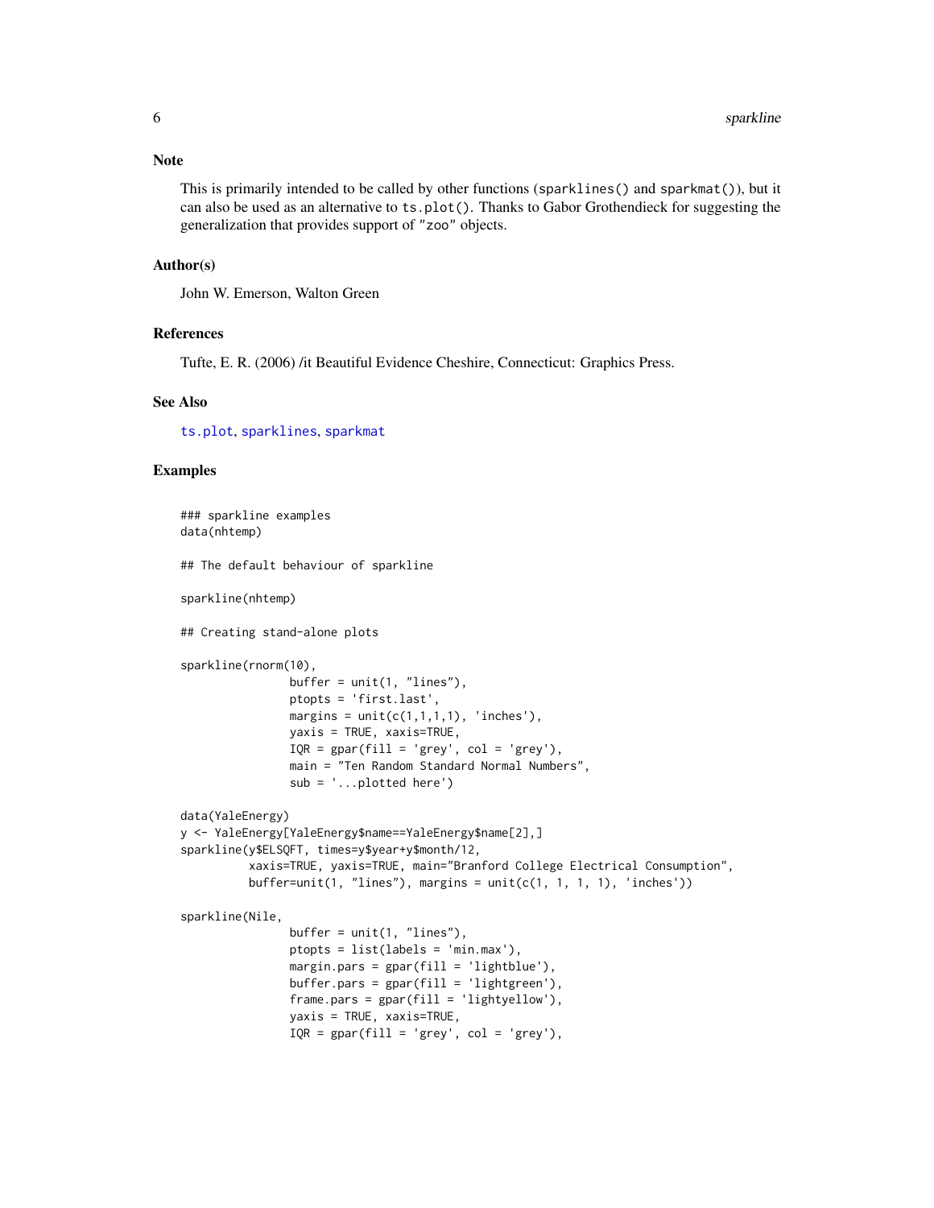## Note

This is primarily intended to be called by other functions (`sparklines()` and `sparkmat()`), but it can also be used as an alternative to `ts.plot()`. Thanks to Gabor Grothendieck for suggesting the generalization that provides support of `"zoo"` objects.

## Author(s)

John W. Emerson, Walton Green

## References

Tufte, E. R. (2006) /it Beautiful Evidence Cheshire, Connecticut: Graphics Press.

## See Also

`ts.plot`, `sparklines`, `sparkmat`

## Examples

```
### sparkline examples
data(nhtemp)

## The default behaviour of sparkline

sparkline(nhtemp)

## Creating stand-alone plots

sparkline(rnorm(10),
                buffer = unit(1, "lines"),
                ptopts = 'first.last',
                margins = unit(c(1,1,1,1), 'inches'),
                yaxis = TRUE, xaxis=TRUE,
                IQR = gpar(fill = 'grey', col = 'grey'),
                main = "Ten Random Standard Normal Numbers",
                sub = '...plotted here')

data(YaleEnergy)
y <- YaleEnergy[YaleEnergy$name==YaleEnergy$name[2],]
sparkline(y$ELSQFT, times=y$year+y$month/12,
          xaxis=TRUE, yaxis=TRUE, main="Branford College Electrical Consumption",
          buffer=unit(1, "lines"), margins = unit(c(1, 1, 1, 1), 'inches'))

sparkline(Nile,
                buffer = unit(1, "lines"),
                ptopts = list(labels = 'min.max'),
                margin.pars = gpar(fill = 'lightblue'),
                buffer.pars = gpar(fill = 'lightgreen'),
                frame.pars = gpar(fill = 'lightyellow'),
                yaxis = TRUE, xaxis=TRUE,
                IQR = gpar(fill = 'grey', col = 'grey'),
```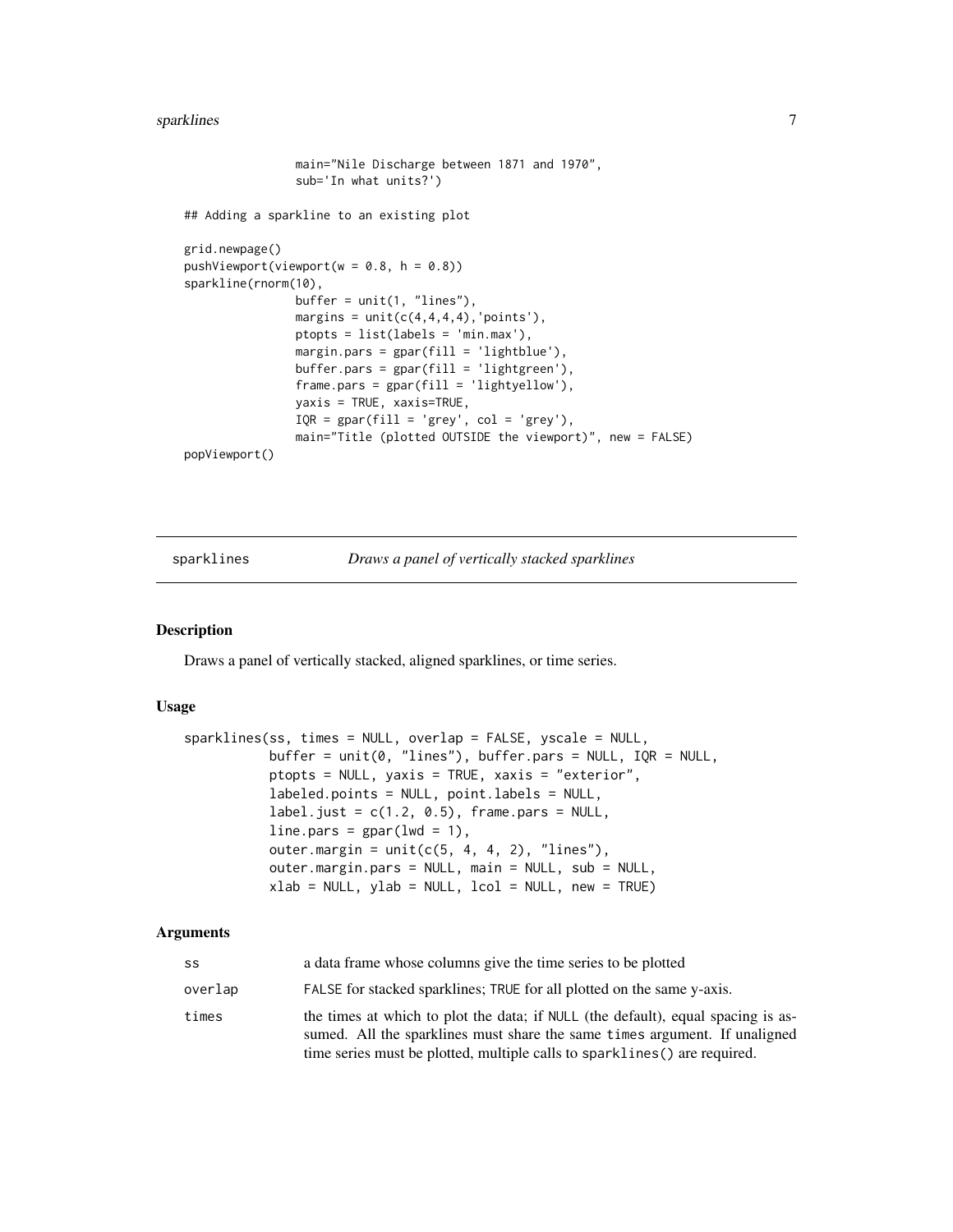```
                main="Nile Discharge between 1871 and 1970",
                sub='In what units?')

## Adding a sparkline to an existing plot

grid.newpage()
pushViewport(viewport(w = 0.8, h = 0.8))
sparkline(rnorm(10),
                buffer = unit(1, "lines"),
                margins = unit(c(4,4,4,4),'points'),
                ptopts = list(labels = 'min.max'),
                margin.pars = gpar(fill = 'lightblue'),
                buffer.pars = gpar(fill = 'lightgreen'),
                frame.pars = gpar(fill = 'lightyellow'),
                yaxis = TRUE, xaxis=TRUE,
                IQR = gpar(fill = 'grey', col = 'grey'),
                main="Title (plotted OUTSIDE the viewport)", new = FALSE)
popViewport()
```

## sparklines — *Draws a panel of vertically stacked sparklines*

### Description

Draws a panel of vertically stacked, aligned sparklines, or time series.

### Usage

```
sparklines(ss, times = NULL, overlap = FALSE, yscale = NULL,
           buffer = unit(0, "lines"), buffer.pars = NULL, IQR = NULL,
           ptopts = NULL, yaxis = TRUE, xaxis = "exterior",
           labeled.points = NULL, point.labels = NULL,
           label.just = c(1.2, 0.5), frame.pars = NULL,
           line.pars = gpar(lwd = 1),
           outer.margin = unit(c(5, 4, 4, 2), "lines"),
           outer.margin.pars = NULL, main = NULL, sub = NULL,
           xlab = NULL, ylab = NULL, lcol = NULL, new = TRUE)
```

### Arguments

| | |
|---|---|
| `ss` | a data frame whose columns give the time series to be plotted |
| `overlap` | `FALSE` for stacked sparklines; `TRUE` for all plotted on the same y-axis. |
| `times` | the times at which to plot the data; if `NULL` (the default), equal spacing is assumed. All the sparklines must share the same `times` argument. If unaligned time series must be plotted, multiple calls to `sparklines()` are required. |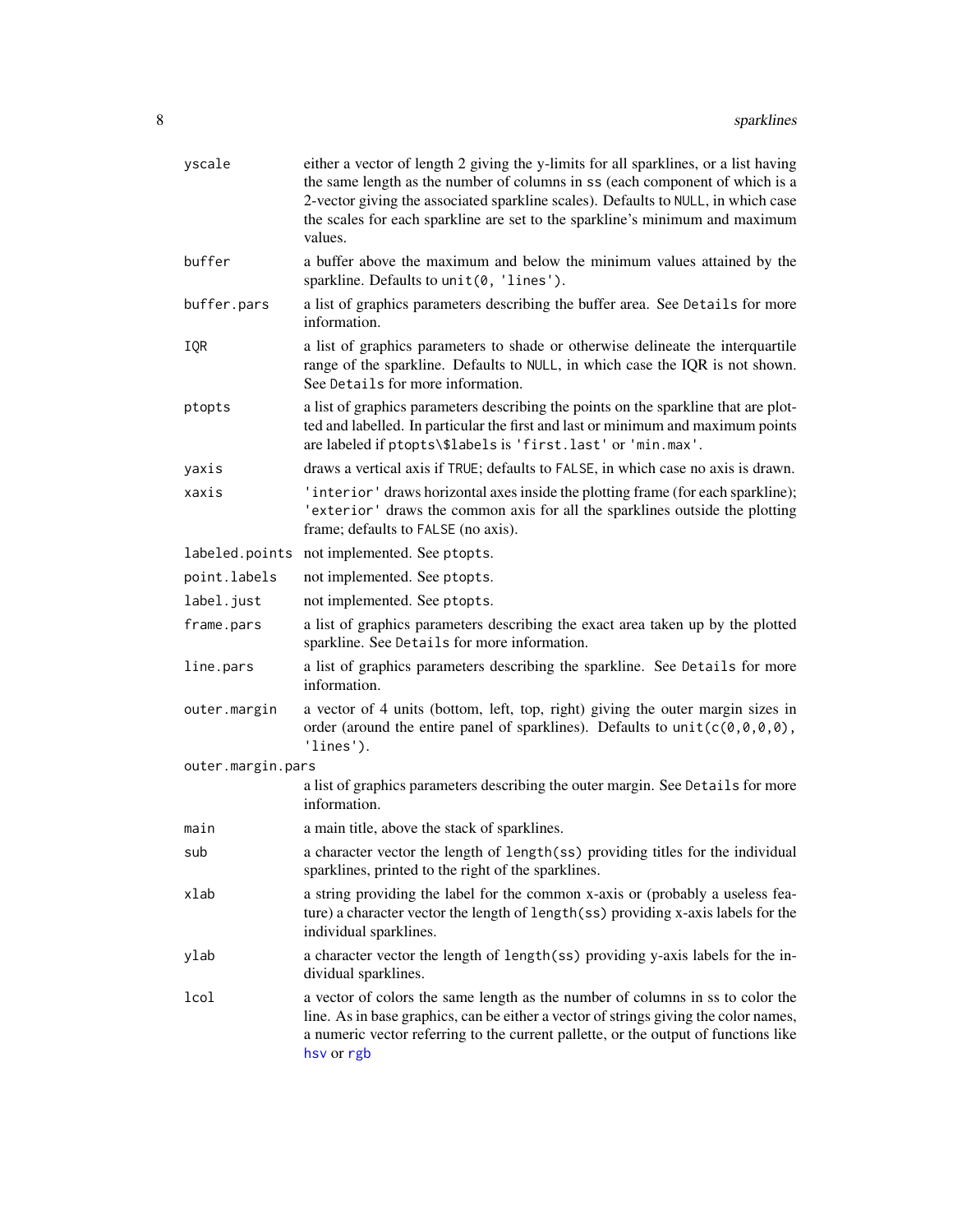| | |
|---|---|
| `yscale` | either a vector of length 2 giving the y-limits for all sparklines, or a list having the same length as the number of columns in `ss` (each component of which is a 2-vector giving the associated sparkline scales). Defaults to `NULL`, in which case the scales for each sparkline are set to the sparkline's minimum and maximum values. |
| `buffer` | a buffer above the maximum and below the minimum values attained by the sparkline. Defaults to `unit(0, 'lines')`. |
| `buffer.pars` | a list of graphics parameters describing the buffer area. See `Details` for more information. |
| `IQR` | a list of graphics parameters to shade or otherwise delineate the interquartile range of the sparkline. Defaults to `NULL`, in which case the IQR is not shown. See `Details` for more information. |
| `ptopts` | a list of graphics parameters describing the points on the sparkline that are plotted and labelled. In particular the first and last or minimum and maximum points are labeled if `ptopts\$labels` is `'first.last'` or `'min.max'`. |
| `yaxis` | draws a vertical axis if `TRUE`; defaults to `FALSE`, in which case no axis is drawn. |
| `xaxis` | `'interior'` draws horizontal axes inside the plotting frame (for each sparkline); `'exterior'` draws the common axis for all the sparklines outside the plotting frame; defaults to `FALSE` (no axis). |
| `labeled.points` | not implemented. See `ptopts`. |
| `point.labels` | not implemented. See `ptopts`. |
| `label.just` | not implemented. See `ptopts`. |
| `frame.pars` | a list of graphics parameters describing the exact area taken up by the plotted sparkline. See `Details` for more information. |
| `line.pars` | a list of graphics parameters describing the sparkline. See `Details` for more information. |
| `outer.margin` | a vector of 4 units (bottom, left, top, right) giving the outer margin sizes in order (around the entire panel of sparklines). Defaults to `unit(c(0,0,0,0), 'lines')`. |
| `outer.margin.pars` | a list of graphics parameters describing the outer margin. See `Details` for more information. |
| `main` | a main title, above the stack of sparklines. |
| `sub` | a character vector the length of `length(ss)` providing titles for the individual sparklines, printed to the right of the sparklines. |
| `xlab` | a string providing the label for the common x-axis or (probably a useless feature) a character vector the length of `length(ss)` providing x-axis labels for the individual sparklines. |
| `ylab` | a character vector the length of `length(ss)` providing y-axis labels for the individual sparklines. |
| `lcol` | a vector of colors the same length as the number of columns in `ss` to color the line. As in base graphics, can be either a vector of strings giving the color names, a numeric vector referring to the current pallette, or the output of functions like `hsv` or `rgb` |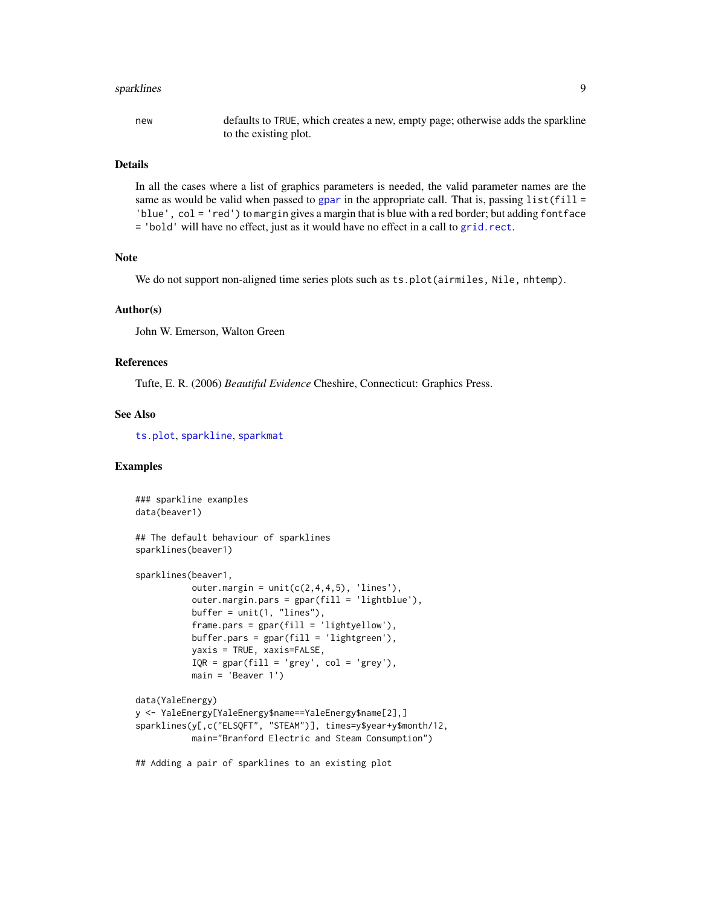new defaults to TRUE, which creates a new, empty page; otherwise adds the sparkline to the existing plot.

### Details

In all the cases where a list of graphics parameters is needed, the valid parameter names are the same as would be valid when passed to gpar in the appropriate call. That is, passing `list(fill = 'blue', col = 'red')` to `margin` gives a margin that is blue with a red border; but adding `fontface = 'bold'` will have no effect, just as it would have no effect in a call to grid.rect.

### Note

We do not support non-aligned time series plots such as `ts.plot(airmiles, Nile, nhtemp)`.

### Author(s)

John W. Emerson, Walton Green

### References

Tufte, E. R. (2006) *Beautiful Evidence* Cheshire, Connecticut: Graphics Press.

### See Also

ts.plot, sparkline, sparkmat

### Examples

```
### sparkline examples
data(beaver1)

## The default behaviour of sparklines
sparklines(beaver1)

sparklines(beaver1,
           outer.margin = unit(c(2,4,4,5), 'lines'),
           outer.margin.pars = gpar(fill = 'lightblue'),
           buffer = unit(1, "lines"),
           frame.pars = gpar(fill = 'lightyellow'),
           buffer.pars = gpar(fill = 'lightgreen'),
           yaxis = TRUE, xaxis=FALSE,
           IQR = gpar(fill = 'grey', col = 'grey'),
           main = 'Beaver 1')

data(YaleEnergy)
y <- YaleEnergy[YaleEnergy$name==YaleEnergy$name[2],]
sparklines(y[,c("ELSQFT", "STEAM")], times=y$year+y$month/12,
           main="Branford Electric and Steam Consumption")

## Adding a pair of sparklines to an existing plot
```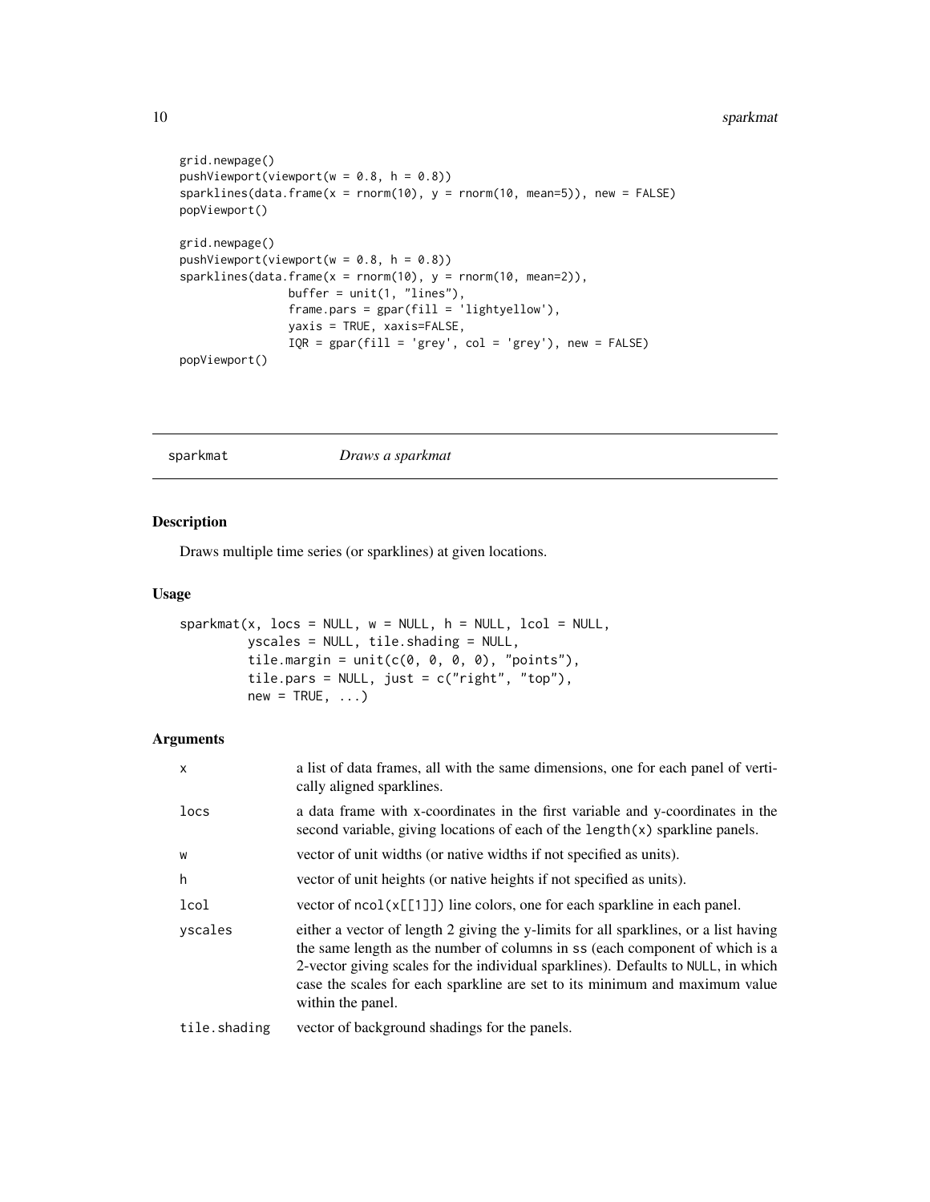```
grid.newpage()
pushViewport(viewport(w = 0.8, h = 0.8))
sparklines(data.frame(x = rnorm(10), y = rnorm(10, mean=5)), new = FALSE)
popViewport()

grid.newpage()
pushViewport(viewport(w = 0.8, h = 0.8))
sparklines(data.frame(x = rnorm(10), y = rnorm(10, mean=2)),
           buffer = unit(1, "lines"),
           frame.pars = gpar(fill = 'lightyellow'),
           yaxis = TRUE, xaxis=FALSE,
           IQR = gpar(fill = 'grey', col = 'grey'), new = FALSE)
popViewport()
```

## sparkmat &nbsp;&nbsp;&nbsp;&nbsp; *Draws a sparkmat*

### Description

Draws multiple time series (or sparklines) at given locations.

### Usage

```
sparkmat(x, locs = NULL, w = NULL, h = NULL, lcol = NULL,
         yscales = NULL, tile.shading = NULL,
         tile.margin = unit(c(0, 0, 0, 0), "points"),
         tile.pars = NULL, just = c("right", "top"),
         new = TRUE, ...)
```

### Arguments

| | |
|---|---|
| `x` | a list of data frames, all with the same dimensions, one for each panel of vertically aligned sparklines. |
| `locs` | a data frame with x-coordinates in the first variable and y-coordinates in the second variable, giving locations of each of the `length(x)` sparkline panels. |
| `w` | vector of unit widths (or native widths if not specified as units). |
| `h` | vector of unit heights (or native heights if not specified as units). |
| `lcol` | vector of `ncol(x[[1]])` line colors, one for each sparkline in each panel. |
| `yscales` | either a vector of length 2 giving the y-limits for all sparklines, or a list having the same length as the number of columns in `ss` (each component of which is a 2-vector giving scales for the individual sparklines). Defaults to `NULL`, in which case the scales for each sparkline are set to its minimum and maximum value within the panel. |
| `tile.shading` | vector of background shadings for the panels. |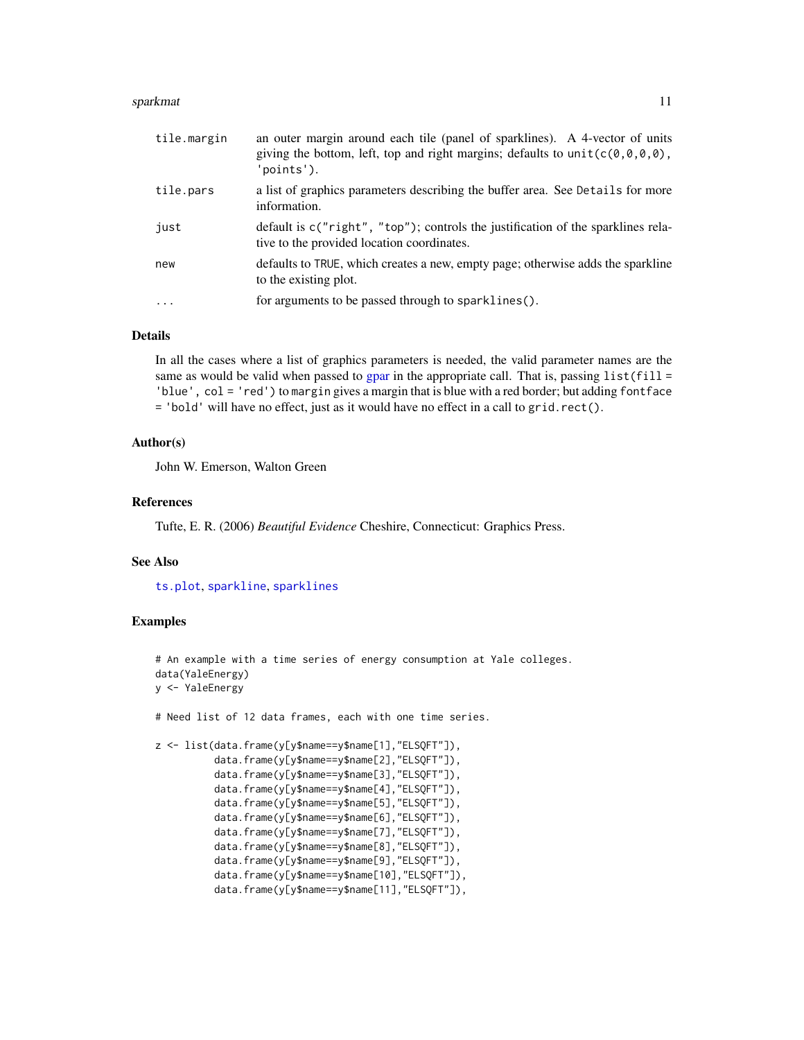| | |
|---|---|
| tile.margin | an outer margin around each tile (panel of sparklines). A 4-vector of units giving the bottom, left, top and right margins; defaults to `unit(c(0,0,0,0), 'points')`. |
| tile.pars | a list of graphics parameters describing the buffer area. See `Details` for more information. |
| just | default is `c("right", "top")`; controls the justification of the sparklines relative to the provided location coordinates. |
| new | defaults to `TRUE`, which creates a new, empty page; otherwise adds the sparkline to the existing plot. |
| ... | for arguments to be passed through to `sparklines()`. |

## Details

In all the cases where a list of graphics parameters is needed, the valid parameter names are the same as would be valid when passed to gpar in the appropriate call. That is, passing `list(fill = 'blue', col = 'red')` to `margin` gives a margin that is blue with a red border; but adding `fontface = 'bold'` will have no effect, just as it would have no effect in a call to `grid.rect()`.

## Author(s)

John W. Emerson, Walton Green

## References

Tufte, E. R. (2006) *Beautiful Evidence* Cheshire, Connecticut: Graphics Press.

## See Also

`ts.plot`, `sparkline`, `sparklines`

## Examples

```
# An example with a time series of energy consumption at Yale colleges.
data(YaleEnergy)
y <- YaleEnergy

# Need list of 12 data frames, each with one time series.

z <- list(data.frame(y[y$name==y$name[1],"ELSQFT"]),
          data.frame(y[y$name==y$name[2],"ELSQFT"]),
          data.frame(y[y$name==y$name[3],"ELSQFT"]),
          data.frame(y[y$name==y$name[4],"ELSQFT"]),
          data.frame(y[y$name==y$name[5],"ELSQFT"]),
          data.frame(y[y$name==y$name[6],"ELSQFT"]),
          data.frame(y[y$name==y$name[7],"ELSQFT"]),
          data.frame(y[y$name==y$name[8],"ELSQFT"]),
          data.frame(y[y$name==y$name[9],"ELSQFT"]),
          data.frame(y[y$name==y$name[10],"ELSQFT"]),
          data.frame(y[y$name==y$name[11],"ELSQFT"]),
```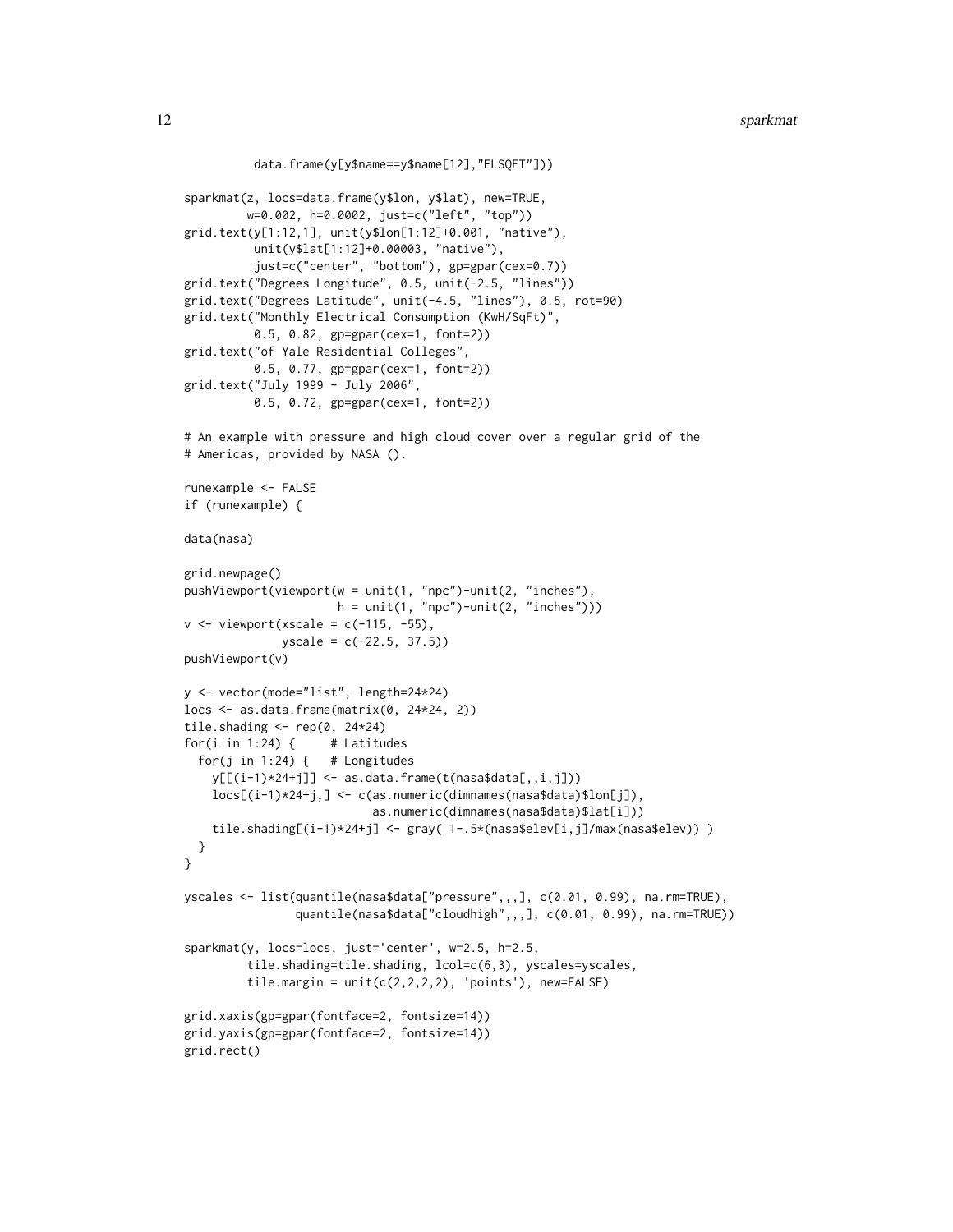```
          data.frame(y[y$name==y$name[12],"ELSQFT"]))

sparkmat(z, locs=data.frame(y$lon, y$lat), new=TRUE,
         w=0.002, h=0.0002, just=c("left", "top"))
grid.text(y[1:12,1], unit(y$lon[1:12]+0.001, "native"),
          unit(y$lat[1:12]+0.00003, "native"),
          just=c("center", "bottom"), gp=gpar(cex=0.7))
grid.text("Degrees Longitude", 0.5, unit(-2.5, "lines"))
grid.text("Degrees Latitude", unit(-4.5, "lines"), 0.5, rot=90)
grid.text("Monthly Electrical Consumption (KwH/SqFt)",
          0.5, 0.82, gp=gpar(cex=1, font=2))
grid.text("of Yale Residential Colleges",
          0.5, 0.77, gp=gpar(cex=1, font=2))
grid.text("July 1999 - July 2006",
          0.5, 0.72, gp=gpar(cex=1, font=2))

# An example with pressure and high cloud cover over a regular grid of the
# Americas, provided by NASA ().

runexample <- FALSE
if (runexample) {

data(nasa)

grid.newpage()
pushViewport(viewport(w = unit(1, "npc")-unit(2, "inches"),
                      h = unit(1, "npc")-unit(2, "inches")))
v <- viewport(xscale = c(-115, -55),
              yscale = c(-22.5, 37.5))
pushViewport(v)

y <- vector(mode="list", length=24*24)
locs <- as.data.frame(matrix(0, 24*24, 2))
tile.shading <- rep(0, 24*24)
for(i in 1:24) {     # Latitudes
  for(j in 1:24) {   # Longitudes
    y[[(i-1)*24+j]] <- as.data.frame(t(nasa$data[,,i,j]))
    locs[(i-1)*24+j,] <- c(as.numeric(dimnames(nasa$data)$lon[j]),
                           as.numeric(dimnames(nasa$data)$lat[i]))
    tile.shading[(i-1)*24+j] <- gray( 1-.5*(nasa$elev[i,j]/max(nasa$elev)) )
  }
}

yscales <- list(quantile(nasa$data["pressure",,,], c(0.01, 0.99), na.rm=TRUE),
                quantile(nasa$data["cloudhigh",,,], c(0.01, 0.99), na.rm=TRUE))

sparkmat(y, locs=locs, just='center', w=2.5, h=2.5,
         tile.shading=tile.shading, lcol=c(6,3), yscales=yscales,
         tile.margin = unit(c(2,2,2,2), 'points'), new=FALSE)

grid.xaxis(gp=gpar(fontface=2, fontsize=14))
grid.yaxis(gp=gpar(fontface=2, fontsize=14))
grid.rect()
```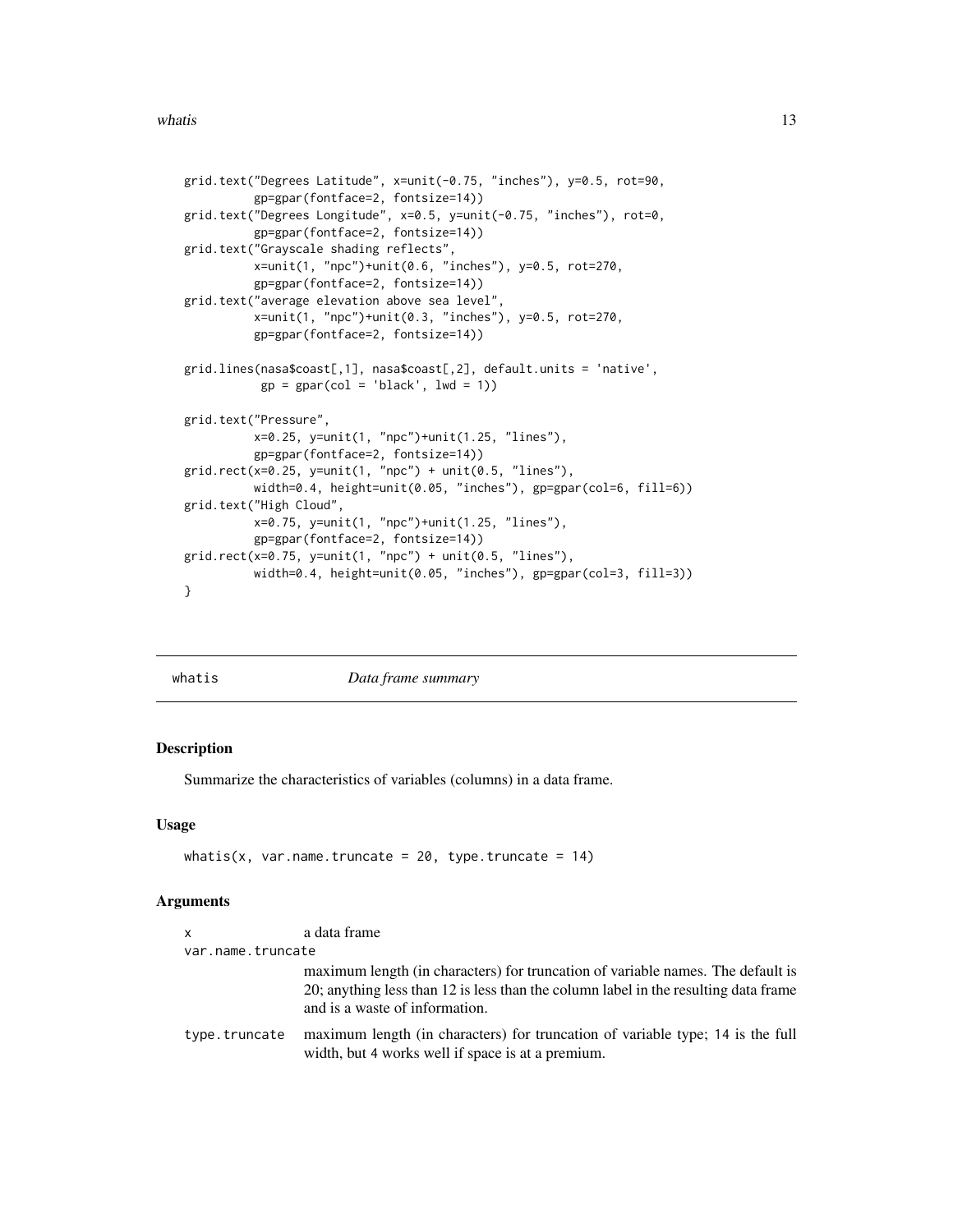```
grid.text("Degrees Latitude", x=unit(-0.75, "inches"), y=0.5, rot=90,
          gp=gpar(fontface=2, fontsize=14))
grid.text("Degrees Longitude", x=0.5, y=unit(-0.75, "inches"), rot=0,
          gp=gpar(fontface=2, fontsize=14))
grid.text("Grayscale shading reflects",
          x=unit(1, "npc")+unit(0.6, "inches"), y=0.5, rot=270,
          gp=gpar(fontface=2, fontsize=14))
grid.text("average elevation above sea level",
          x=unit(1, "npc")+unit(0.3, "inches"), y=0.5, rot=270,
          gp=gpar(fontface=2, fontsize=14))

grid.lines(nasa$coast[,1], nasa$coast[,2], default.units = 'native',
           gp = gpar(col = 'black', lwd = 1))

grid.text("Pressure",
          x=0.25, y=unit(1, "npc")+unit(1.25, "lines"),
          gp=gpar(fontface=2, fontsize=14))
grid.rect(x=0.25, y=unit(1, "npc") + unit(0.5, "lines"),
          width=0.4, height=unit(0.05, "inches"), gp=gpar(col=6, fill=6))
grid.text("High Cloud",
          x=0.75, y=unit(1, "npc")+unit(1.25, "lines"),
          gp=gpar(fontface=2, fontsize=14))
grid.rect(x=0.75, y=unit(1, "npc") + unit(0.5, "lines"),
          width=0.4, height=unit(0.05, "inches"), gp=gpar(col=3, fill=3))
}
```

## whatis — *Data frame summary*

### Description

Summarize the characteristics of variables (columns) in a data frame.

### Usage

```
whatis(x, var.name.truncate = 20, type.truncate = 14)
```

### Arguments

| Argument | Description |
|---|---|
| `x` | a data frame |
| `var.name.truncate` | maximum length (in characters) for truncation of variable names. The default is 20; anything less than 12 is less than the column label in the resulting data frame and is a waste of information. |
| `type.truncate` | maximum length (in characters) for truncation of variable type; 14 is the full width, but 4 works well if space is at a premium. |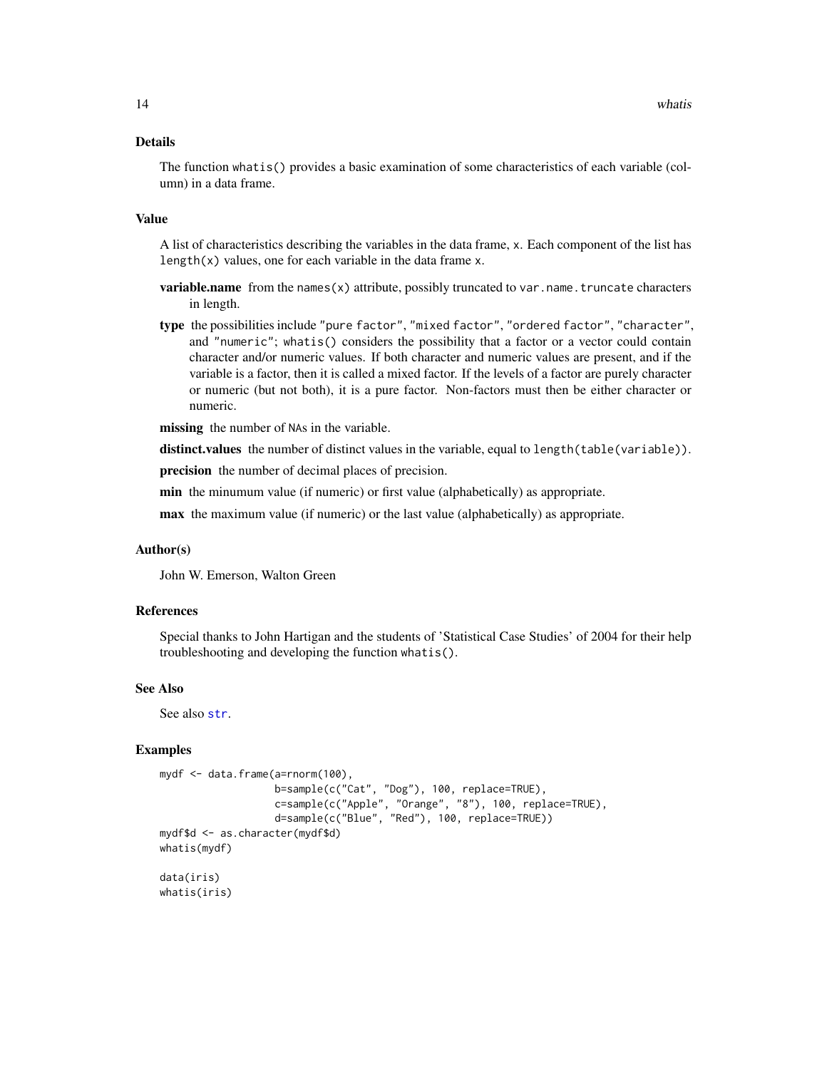## Details

The function `whatis()` provides a basic examination of some characteristics of each variable (column) in a data frame.

## Value

A list of characteristics describing the variables in the data frame, `x`. Each component of the list has `length(x)` values, one for each variable in the data frame `x`.

- **variable.name** from the `names(x)` attribute, possibly truncated to `var.name.truncate` characters in length.
- **type** the possibilities include `"pure factor"`, `"mixed factor"`, `"ordered factor"`, `"character"`, and `"numeric"`; `whatis()` considers the possibility that a factor or a vector could contain character and/or numeric values. If both character and numeric values are present, and if the variable is a factor, then it is called a mixed factor. If the levels of a factor are purely character or numeric (but not both), it is a pure factor. Non-factors must then be either character or numeric.
- **missing** the number of `NA`s in the variable.
- **distinct.values** the number of distinct values in the variable, equal to `length(table(variable))`.
- **precision** the number of decimal places of precision.
- **min** the minumum value (if numeric) or first value (alphabetically) as appropriate.
- **max** the maximum value (if numeric) or the last value (alphabetically) as appropriate.

## Author(s)

John W. Emerson, Walton Green

## References

Special thanks to John Hartigan and the students of 'Statistical Case Studies' of 2004 for their help troubleshooting and developing the function `whatis()`.

## See Also

See also `str`.

## Examples

```
mydf <- data.frame(a=rnorm(100),
                   b=sample(c("Cat", "Dog"), 100, replace=TRUE),
                   c=sample(c("Apple", "Orange", "8"), 100, replace=TRUE),
                   d=sample(c("Blue", "Red"), 100, replace=TRUE))
mydf$d <- as.character(mydf$d)
whatis(mydf)

data(iris)
whatis(iris)
```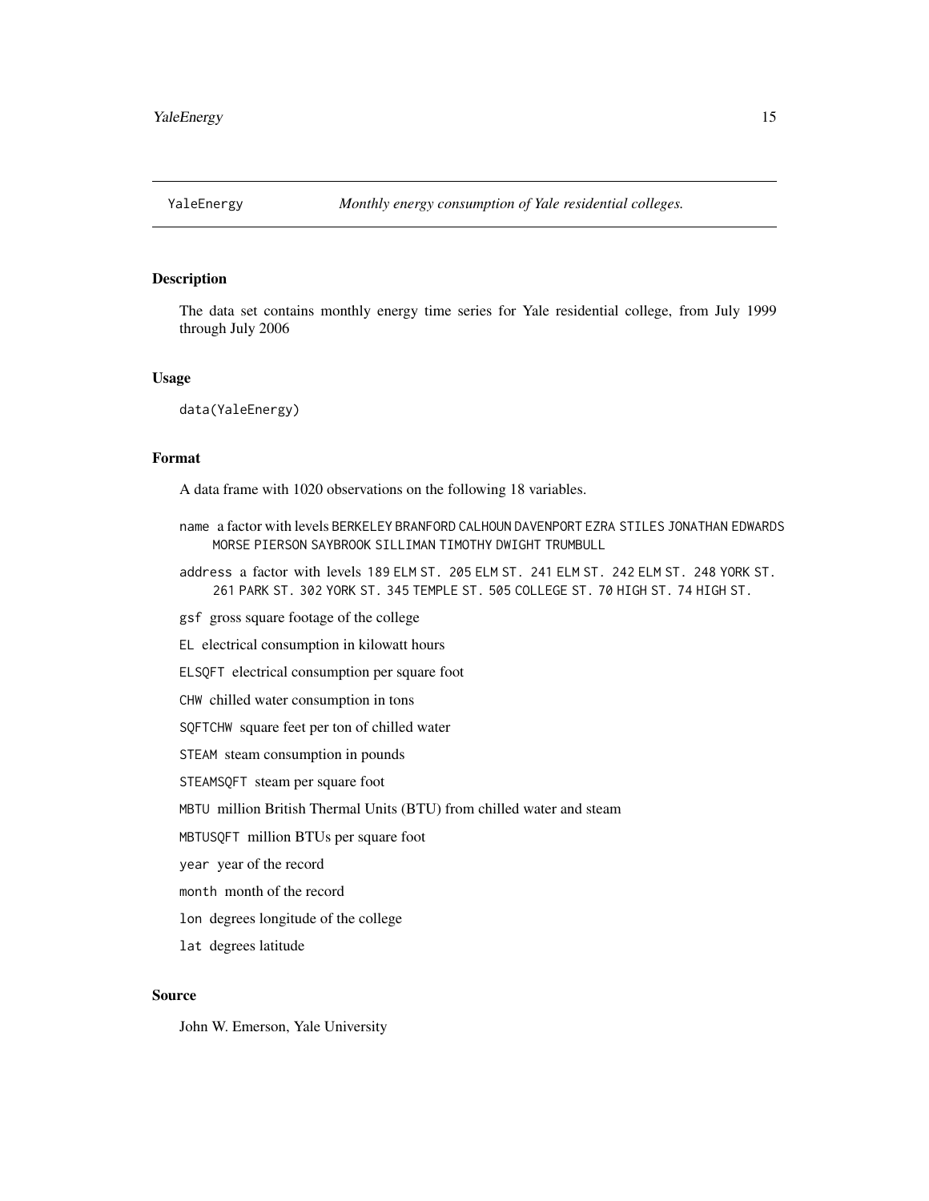YaleEnergy    *Monthly energy consumption of Yale residential colleges.*

### Description

The data set contains monthly energy time series for Yale residential college, from July 1999 through July 2006

### Usage

```
data(YaleEnergy)
```

### Format

A data frame with 1020 observations on the following 18 variables.

- `name` a factor with levels `BERKELEY` `BRANFORD` `CALHOUN` `DAVENPORT` `EZRA STILES` `JONATHAN EDWARDS` `MORSE` `PIERSON` `SAYBROOK` `SILLIMAN` `TIMOTHY DWIGHT` `TRUMBULL`
- `address` a factor with levels `189 ELM ST.` `205 ELM ST.` `241 ELM ST.` `242 ELM ST.` `248 YORK ST.` `261 PARK ST.` `302 YORK ST.` `345 TEMPLE ST.` `505 COLLEGE ST.` `70 HIGH ST.` `74 HIGH ST.`
- `gsf` gross square footage of the college
- `EL` electrical consumption in kilowatt hours
- `ELSQFT` electrical consumption per square foot
- `CHW` chilled water consumption in tons
- `SQFTCHW` square feet per ton of chilled water
- `STEAM` steam consumption in pounds
- `STEAMSQFT` steam per square foot
- `MBTU` million British Thermal Units (BTU) from chilled water and steam
- `MBTUSQFT` million BTUs per square foot
- `year` year of the record
- `month` month of the record
- `lon` degrees longitude of the college
- `lat` degrees latitude

### Source

John W. Emerson, Yale University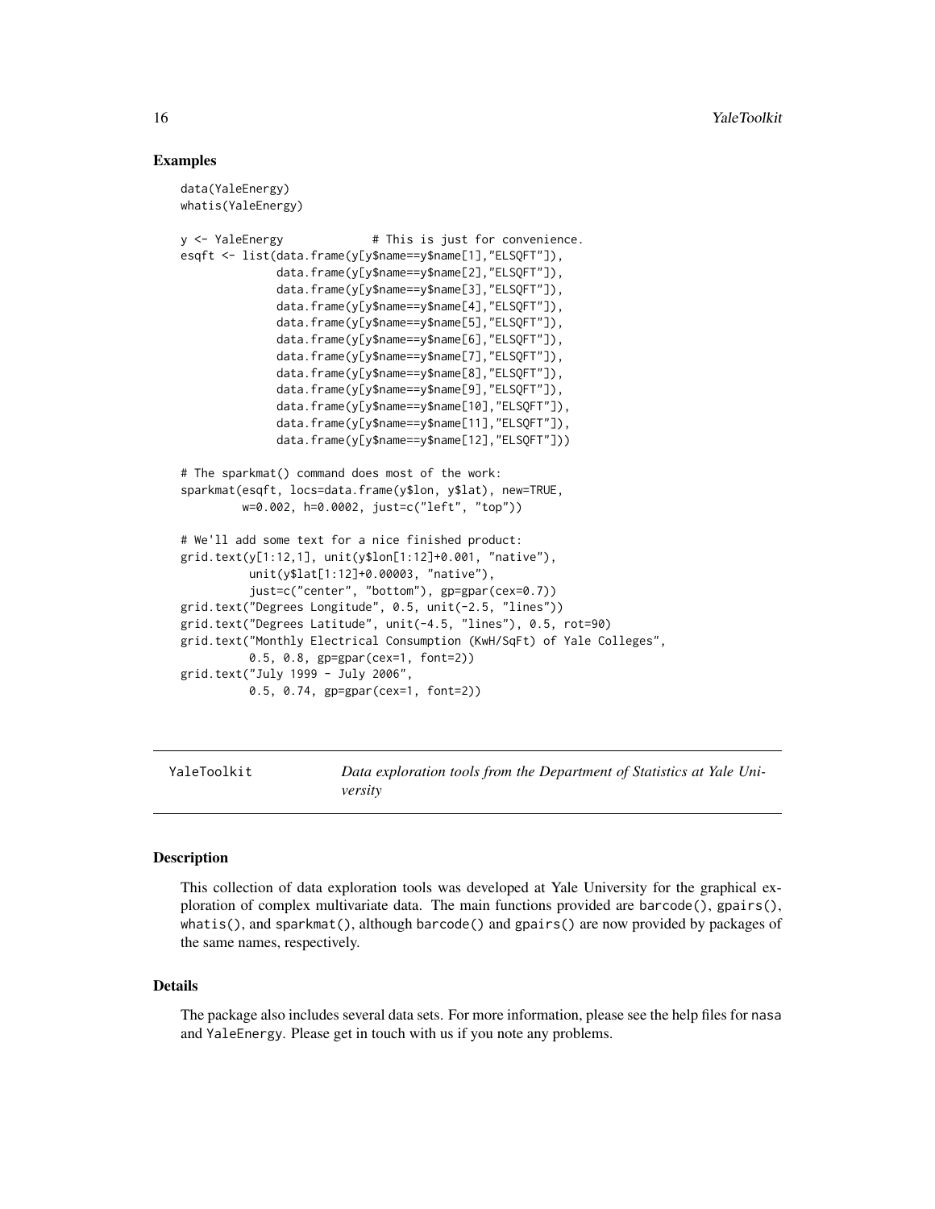## Examples

```
data(YaleEnergy)
whatis(YaleEnergy)

y <- YaleEnergy             # This is just for convenience.
esqft <- list(data.frame(y[y$name==y$name[1],"ELSQFT"]),
              data.frame(y[y$name==y$name[2],"ELSQFT"]),
              data.frame(y[y$name==y$name[3],"ELSQFT"]),
              data.frame(y[y$name==y$name[4],"ELSQFT"]),
              data.frame(y[y$name==y$name[5],"ELSQFT"]),
              data.frame(y[y$name==y$name[6],"ELSQFT"]),
              data.frame(y[y$name==y$name[7],"ELSQFT"]),
              data.frame(y[y$name==y$name[8],"ELSQFT"]),
              data.frame(y[y$name==y$name[9],"ELSQFT"]),
              data.frame(y[y$name==y$name[10],"ELSQFT"]),
              data.frame(y[y$name==y$name[11],"ELSQFT"]),
              data.frame(y[y$name==y$name[12],"ELSQFT"]))

# The sparkmat() command does most of the work:
sparkmat(esqft, locs=data.frame(y$lon, y$lat), new=TRUE,
         w=0.002, h=0.0002, just=c("left", "top"))

# We'll add some text for a nice finished product:
grid.text(y[1:12,1], unit(y$lon[1:12]+0.001, "native"),
          unit(y$lat[1:12]+0.00003, "native"),
          just=c("center", "bottom"), gp=gpar(cex=0.7))
grid.text("Degrees Longitude", 0.5, unit(-2.5, "lines"))
grid.text("Degrees Latitude", unit(-4.5, "lines"), 0.5, rot=90)
grid.text("Monthly Electrical Consumption (KwH/SqFt) of Yale Colleges",
          0.5, 0.8, gp=gpar(cex=1, font=2))
grid.text("July 1999 - July 2006",
          0.5, 0.74, gp=gpar(cex=1, font=2))
```

---

`YaleToolkit` *Data exploration tools from the Department of Statistics at Yale University*

---

## Description

This collection of data exploration tools was developed at Yale University for the graphical exploration of complex multivariate data. The main functions provided are `barcode()`, `gpairs()`, `whatis()`, and `sparkmat()`, although `barcode()` and `gpairs()` are now provided by packages of the same names, respectively.

## Details

The package also includes several data sets. For more information, please see the help files for `nasa` and `YaleEnergy`. Please get in touch with us if you note any problems.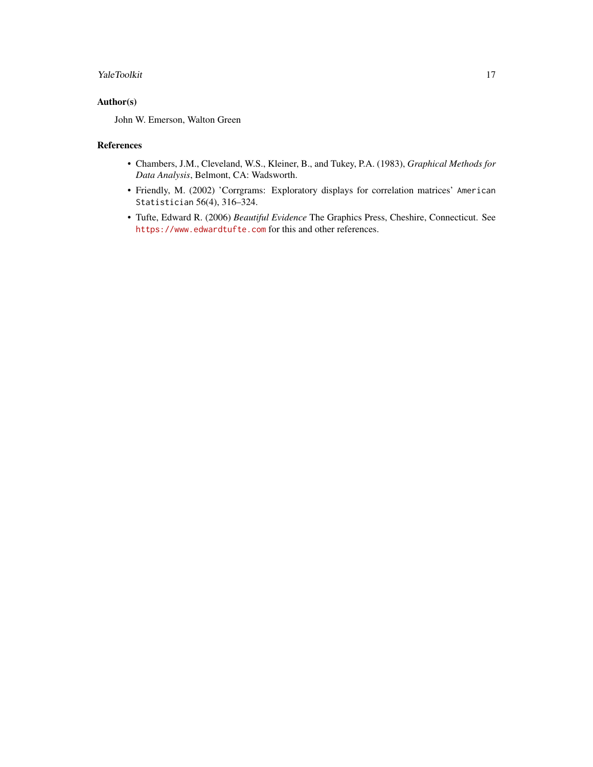## Author(s)

John W. Emerson, Walton Green

## References

- Chambers, J.M., Cleveland, W.S., Kleiner, B., and Tukey, P.A. (1983), *Graphical Methods for Data Analysis*, Belmont, CA: Wadsworth.
- Friendly, M. (2002) 'Corrgrams: Exploratory displays for correlation matrices' `American Statistician` 56(4), 316–324.
- Tufte, Edward R. (2006) *Beautiful Evidence* The Graphics Press, Cheshire, Connecticut. See `https://www.edwardtufte.com` for this and other references.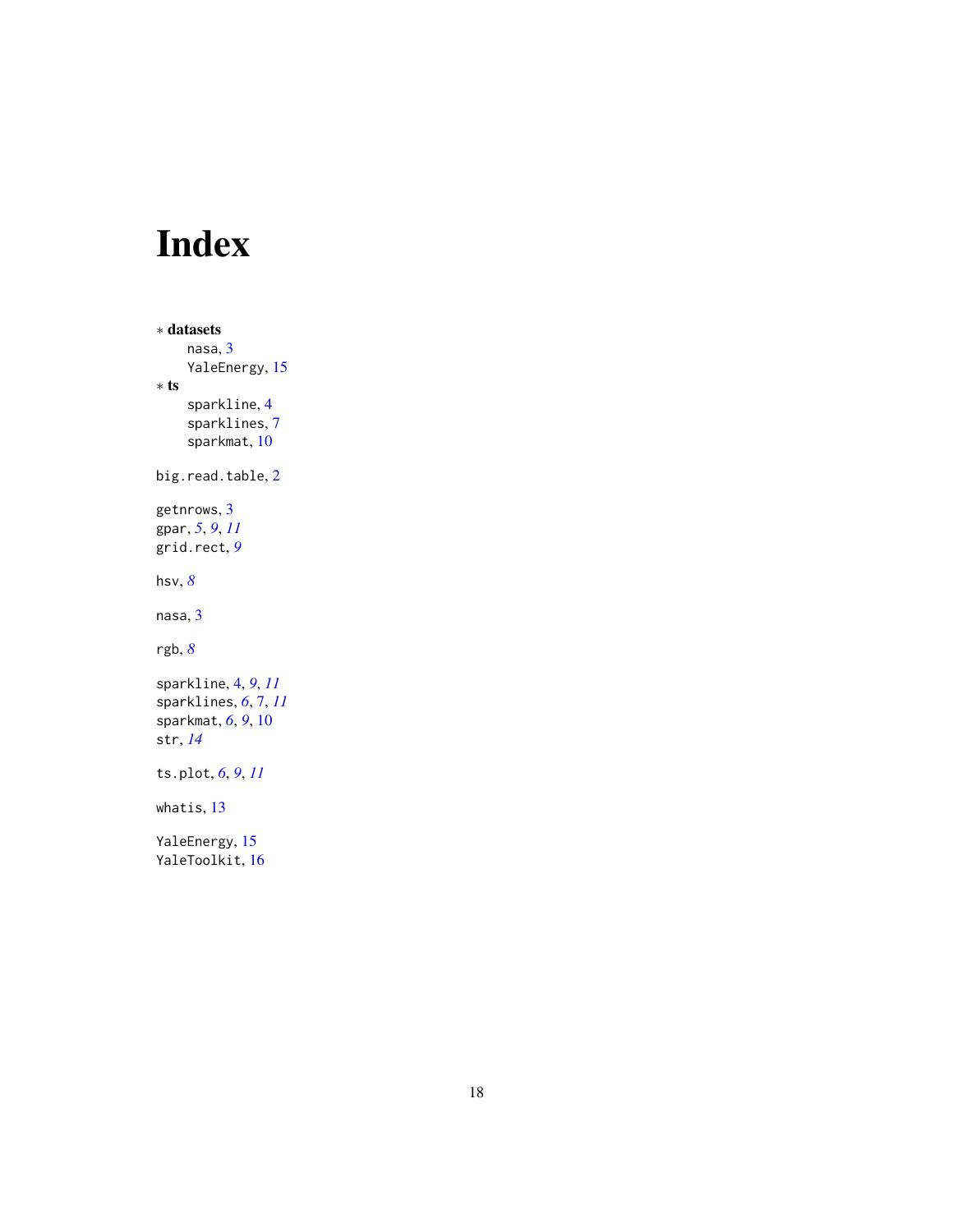# Index

∗ **datasets**
    nasa, 3
    YaleEnergy, 15
∗ **ts**
    sparkline, 4
    sparklines, 7
    sparkmat, 10

big.read.table, 2

getnrows, 3
gpar, *5*, *9*, *11*
grid.rect, *9*

hsv, *8*

nasa, 3

rgb, *8*

sparkline, 4, *9*, *11*
sparklines, *6*, 7, *11*
sparkmat, *6*, *9*, 10
str, *14*

ts.plot, *6*, *9*, *11*

whatis, 13

YaleEnergy, 15
YaleToolkit, 16